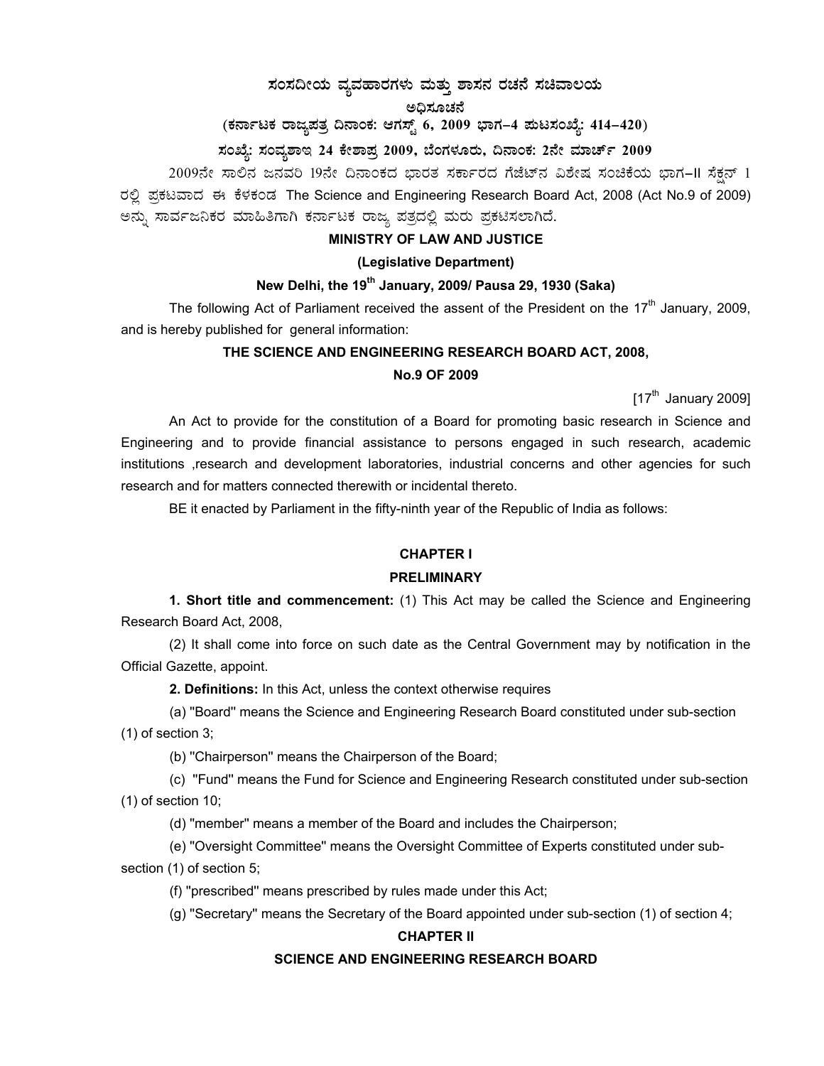# ಸಂಸದೀಯ ವ್ಯವಹಾರಗಳು ಮತ್ತು ಶಾಸನ ರಚನೆ ಸಚಿವಾಲಯ

**ಅಧಿಸೂಚನೆ**

**(ಕರ್ನಾಟಕ ರಾಜ್ಯಪತ್ರ ದಿನಾಂಕ: ಆಗಸ್ಟ್ 6, 2009 ಭಾಗ–4 ಪುಟಸಂಖ್ಯೆ: 414–420)**

**ಸಂಖ್ಯೆ: ಸಂವ್ಯಶಾಇ 24 ಕೇಶಾಪ್ರ 2009, ಬೆಂಗಳೂರು, ದಿನಾಂಕ: 2ನೇ ಮಾರ್ಚ್ 2009**

2009ನೇ ಸಾಲಿನ ಜನವರಿ 19ನೇ ದಿನಾಂಕದ ಭಾರತ ಸರ್ಕಾರದ ಗೆಜೆಟ್‌ನ ವಿಶೇಷ ಸಂಚಿಕೆಯ ಭಾಗ–II ಸೆಕ್ಷನ್ 1 ರಲ್ಲಿ ಪ್ರಕಟವಾದ ಈ ಕೆಳಕಂಡ The Science and Engineering Research Board Act, 2008 (Act No.9 of 2009) ಅನ್ನು ಸಾರ್ವಜನಿಕರ ಮಾಹಿತಿಗಾಗಿ ಕರ್ನಾಟಕ ರಾಜ್ಯ ಪತ್ರದಲ್ಲಿ ಮರು ಪ್ರಕಟಿಸಲಾಗಿದೆ.

**MINISTRY OF LAW AND JUSTICE**

**(Legislative Department)**

**New Delhi, the 19th January, 2009/ Pausa 29, 1930 (Saka)**

The following Act of Parliament received the assent of the President on the 17th January, 2009, and is hereby published for general information:

## THE SCIENCE AND ENGINEERING RESEARCH BOARD ACT, 2008,

## No.9 OF 2009

[17th January 2009]

An Act to provide for the constitution of a Board for promoting basic research in Science and Engineering and to provide financial assistance to persons engaged in such research, academic institutions ,research and development laboratories, industrial concerns and other agencies for such research and for matters connected therewith or incidental thereto.

BE it enacted by Parliament in the fifty-ninth year of the Republic of India as follows:

## CHAPTER I

## PRELIMINARY

**1. Short title and commencement:** (1) This Act may be called the Science and Engineering Research Board Act, 2008,

(2) It shall come into force on such date as the Central Government may by notification in the Official Gazette, appoint.

**2. Definitions:** In this Act, unless the context otherwise requires

(a) "Board" means the Science and Engineering Research Board constituted under sub-section (1) of section 3;

(b) "Chairperson" means the Chairperson of the Board;

(c) "Fund" means the Fund for Science and Engineering Research constituted under sub-section (1) of section 10;

(d) "member" means a member of the Board and includes the Chairperson;

(e) "Oversight Committee" means the Oversight Committee of Experts constituted under sub-section (1) of section 5;

(f) "prescribed" means prescribed by rules made under this Act;

(g) "Secretary" means the Secretary of the Board appointed under sub-section (1) of section 4;

## CHAPTER II

## SCIENCE AND ENGINEERING RESEARCH BOARD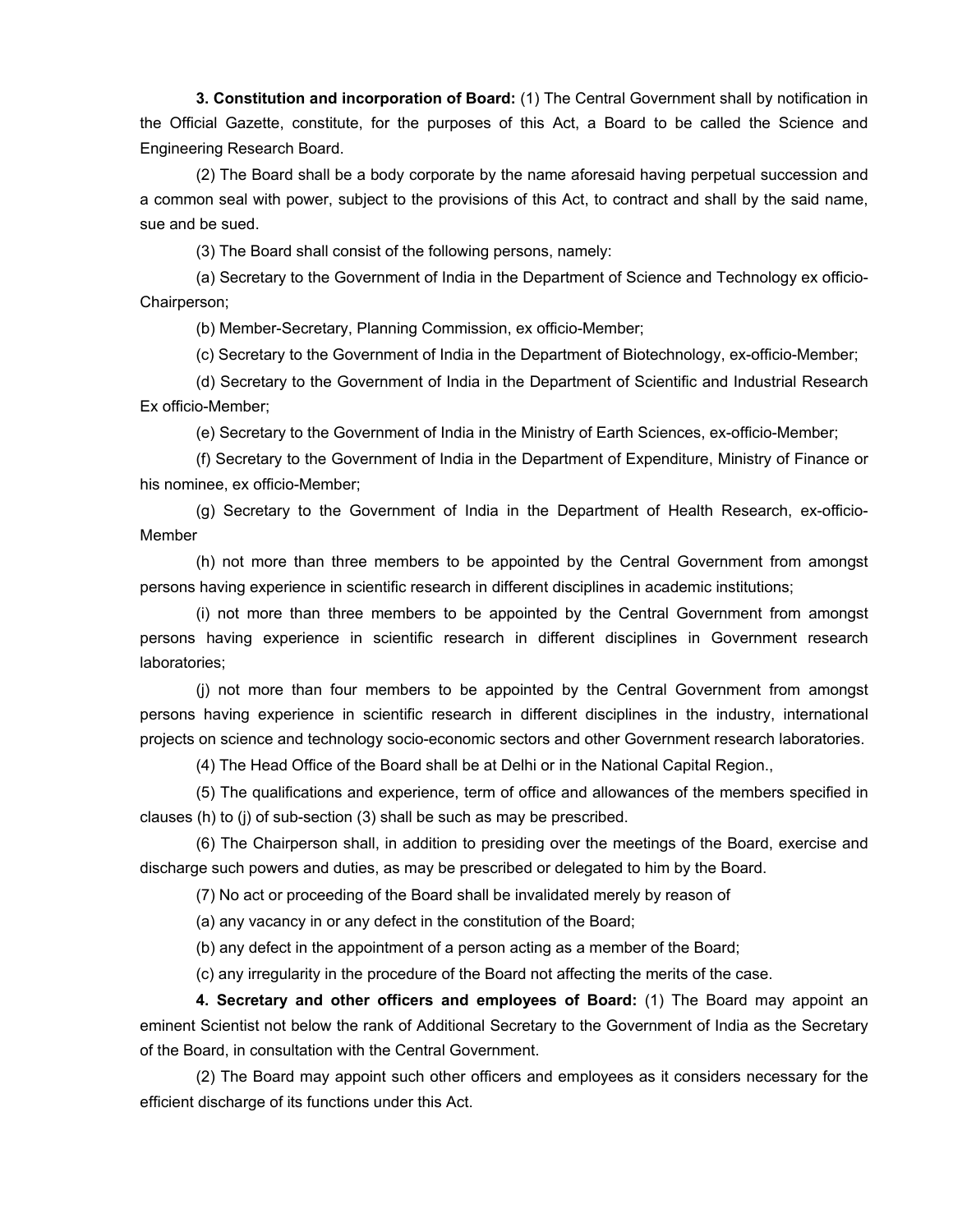**3. Constitution and incorporation of Board:** (1) The Central Government shall by notification in the Official Gazette, constitute, for the purposes of this Act, a Board to be called the Science and Engineering Research Board.

(2) The Board shall be a body corporate by the name aforesaid having perpetual succession and a common seal with power, subject to the provisions of this Act, to contract and shall by the said name, sue and be sued.

(3) The Board shall consist of the following persons, namely:

(a) Secretary to the Government of India in the Department of Science and Technology ex officio-Chairperson;

(b) Member-Secretary, Planning Commission, ex officio-Member;

(c) Secretary to the Government of India in the Department of Biotechnology, ex-officio-Member;

(d) Secretary to the Government of India in the Department of Scientific and Industrial Research Ex officio-Member;

(e) Secretary to the Government of India in the Ministry of Earth Sciences, ex-officio-Member;

(f) Secretary to the Government of India in the Department of Expenditure, Ministry of Finance or his nominee, ex officio-Member;

(g) Secretary to the Government of India in the Department of Health Research, ex-officio-Member

(h) not more than three members to be appointed by the Central Government from amongst persons having experience in scientific research in different disciplines in academic institutions;

(i) not more than three members to be appointed by the Central Government from amongst persons having experience in scientific research in different disciplines in Government research laboratories;

(j) not more than four members to be appointed by the Central Government from amongst persons having experience in scientific research in different disciplines in the industry, international projects on science and technology socio-economic sectors and other Government research laboratories.

(4) The Head Office of the Board shall be at Delhi or in the National Capital Region.,

(5) The qualifications and experience, term of office and allowances of the members specified in clauses (h) to (j) of sub-section (3) shall be such as may be prescribed.

(6) The Chairperson shall, in addition to presiding over the meetings of the Board, exercise and discharge such powers and duties, as may be prescribed or delegated to him by the Board.

(7) No act or proceeding of the Board shall be invalidated merely by reason of

(a) any vacancy in or any defect in the constitution of the Board;

(b) any defect in the appointment of a person acting as a member of the Board;

(c) any irregularity in the procedure of the Board not affecting the merits of the case.

**4. Secretary and other officers and employees of Board:** (1) The Board may appoint an eminent Scientist not below the rank of Additional Secretary to the Government of India as the Secretary of the Board, in consultation with the Central Government.

(2) The Board may appoint such other officers and employees as it considers necessary for the efficient discharge of its functions under this Act.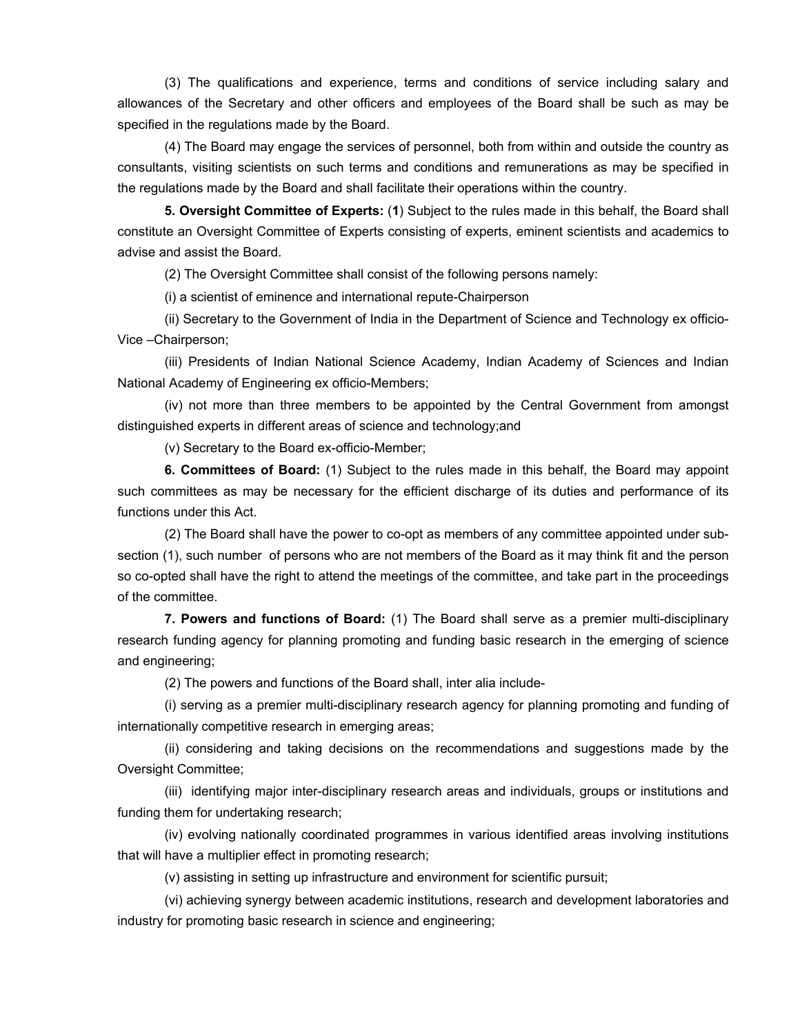(3) The qualifications and experience, terms and conditions of service including salary and allowances of the Secretary and other officers and employees of the Board shall be such as may be specified in the regulations made by the Board.

(4) The Board may engage the services of personnel, both from within and outside the country as consultants, visiting scientists on such terms and conditions and remunerations as may be specified in the regulations made by the Board and shall facilitate their operations within the country.

**5. Oversight Committee of Experts:** (**1**) Subject to the rules made in this behalf, the Board shall constitute an Oversight Committee of Experts consisting of experts, eminent scientists and academics to advise and assist the Board.

(2) The Oversight Committee shall consist of the following persons namely:

(i) a scientist of eminence and international repute-Chairperson

(ii) Secretary to the Government of India in the Department of Science and Technology ex officio-Vice –Chairperson;

(iii) Presidents of Indian National Science Academy, Indian Academy of Sciences and Indian National Academy of Engineering ex officio-Members;

(iv) not more than three members to be appointed by the Central Government from amongst distinguished experts in different areas of science and technology;and

(v) Secretary to the Board ex-officio-Member;

**6. Committees of Board:** (1) Subject to the rules made in this behalf, the Board may appoint such committees as may be necessary for the efficient discharge of its duties and performance of its functions under this Act.

(2) The Board shall have the power to co-opt as members of any committee appointed under sub-section (1), such number of persons who are not members of the Board as it may think fit and the person so co-opted shall have the right to attend the meetings of the committee, and take part in the proceedings of the committee.

**7. Powers and functions of Board:** (1) The Board shall serve as a premier multi-disciplinary research funding agency for planning promoting and funding basic research in the emerging of science and engineering;

(2) The powers and functions of the Board shall, inter alia include-

(i) serving as a premier multi-disciplinary research agency for planning promoting and funding of internationally competitive research in emerging areas;

(ii) considering and taking decisions on the recommendations and suggestions made by the Oversight Committee;

(iii) identifying major inter-disciplinary research areas and individuals, groups or institutions and funding them for undertaking research;

(iv) evolving nationally coordinated programmes in various identified areas involving institutions that will have a multiplier effect in promoting research;

(v) assisting in setting up infrastructure and environment for scientific pursuit;

(vi) achieving synergy between academic institutions, research and development laboratories and industry for promoting basic research in science and engineering;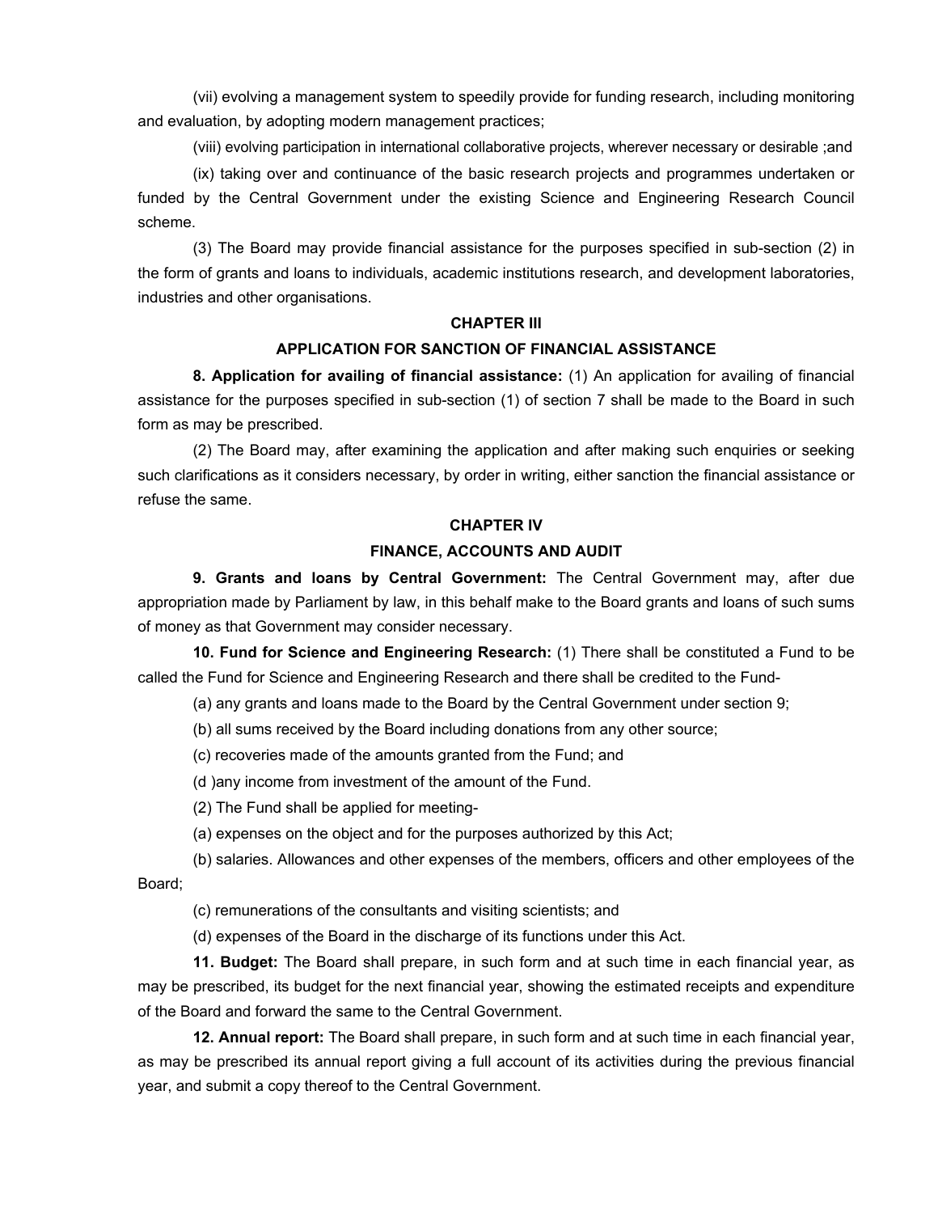(vii) evolving a management system to speedily provide for funding research, including monitoring and evaluation, by adopting modern management practices;

(viii) evolving participation in international collaborative projects, wherever necessary or desirable ;and

(ix) taking over and continuance of the basic research projects and programmes undertaken or funded by the Central Government under the existing Science and Engineering Research Council scheme.

(3) The Board may provide financial assistance for the purposes specified in sub-section (2) in the form of grants and loans to individuals, academic institutions research, and development laboratories, industries and other organisations.

## CHAPTER III

## APPLICATION FOR SANCTION OF FINANCIAL ASSISTANCE

**8. Application for availing of financial assistance:** (1) An application for availing of financial assistance for the purposes specified in sub-section (1) of section 7 shall be made to the Board in such form as may be prescribed.

(2) The Board may, after examining the application and after making such enquiries or seeking such clarifications as it considers necessary, by order in writing, either sanction the financial assistance or refuse the same.

## CHAPTER IV

## FINANCE, ACCOUNTS AND AUDIT

**9. Grants and loans by Central Government:** The Central Government may, after due appropriation made by Parliament by law, in this behalf make to the Board grants and loans of such sums of money as that Government may consider necessary.

**10. Fund for Science and Engineering Research:** (1) There shall be constituted a Fund to be called the Fund for Science and Engineering Research and there shall be credited to the Fund-

(a) any grants and loans made to the Board by the Central Government under section 9;

(b) all sums received by the Board including donations from any other source;

(c) recoveries made of the amounts granted from the Fund; and

(d )any income from investment of the amount of the Fund.

(2) The Fund shall be applied for meeting-

(a) expenses on the object and for the purposes authorized by this Act;

(b) salaries. Allowances and other expenses of the members, officers and other employees of the Board;

(c) remunerations of the consultants and visiting scientists; and

(d) expenses of the Board in the discharge of its functions under this Act.

**11. Budget:** The Board shall prepare, in such form and at such time in each financial year, as may be prescribed, its budget for the next financial year, showing the estimated receipts and expenditure of the Board and forward the same to the Central Government.

**12. Annual report:** The Board shall prepare, in such form and at such time in each financial year, as may be prescribed its annual report giving a full account of its activities during the previous financial year, and submit a copy thereof to the Central Government.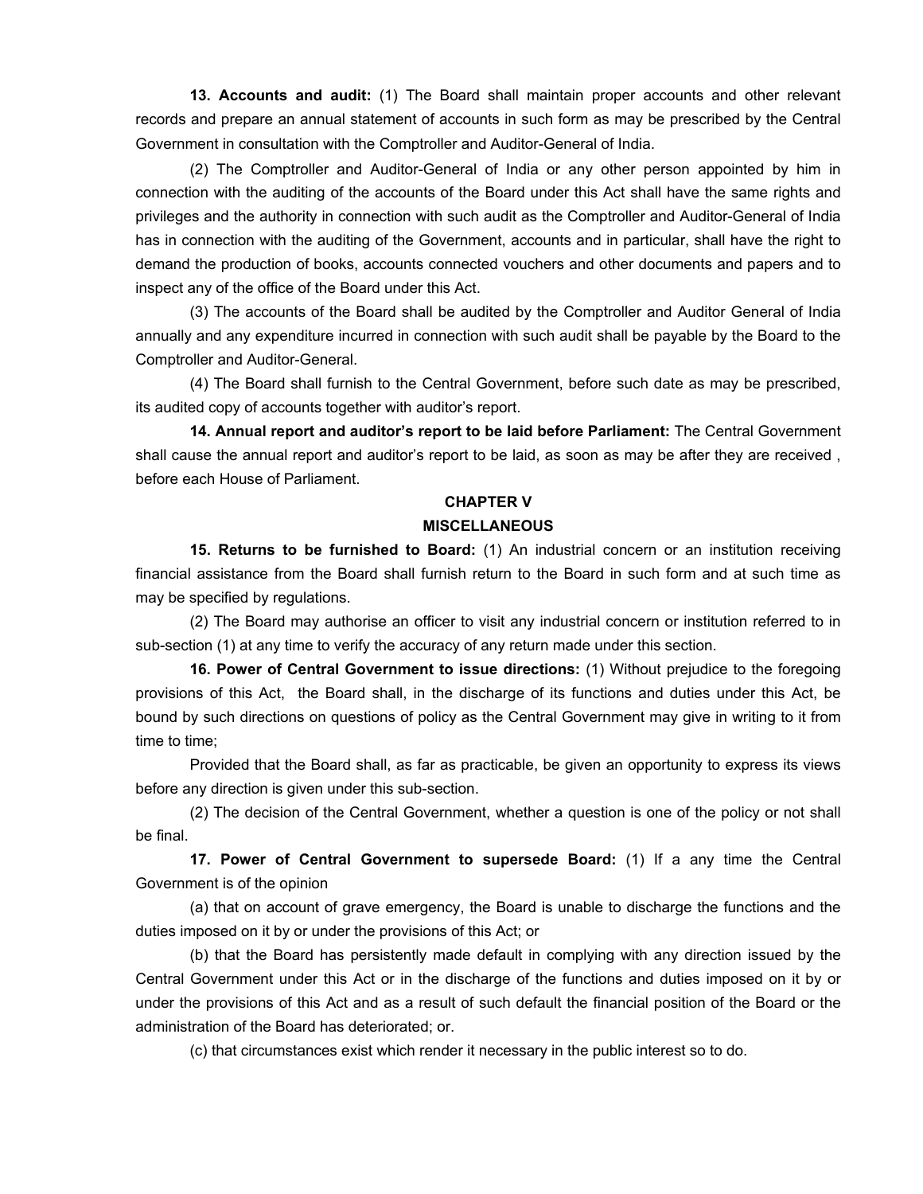**13. Accounts and audit:** (1) The Board shall maintain proper accounts and other relevant records and prepare an annual statement of accounts in such form as may be prescribed by the Central Government in consultation with the Comptroller and Auditor-General of India.

(2) The Comptroller and Auditor-General of India or any other person appointed by him in connection with the auditing of the accounts of the Board under this Act shall have the same rights and privileges and the authority in connection with such audit as the Comptroller and Auditor-General of India has in connection with the auditing of the Government, accounts and in particular, shall have the right to demand the production of books, accounts connected vouchers and other documents and papers and to inspect any of the office of the Board under this Act.

(3) The accounts of the Board shall be audited by the Comptroller and Auditor General of India annually and any expenditure incurred in connection with such audit shall be payable by the Board to the Comptroller and Auditor-General.

(4) The Board shall furnish to the Central Government, before such date as may be prescribed, its audited copy of accounts together with auditor's report.

**14. Annual report and auditor's report to be laid before Parliament:** The Central Government shall cause the annual report and auditor's report to be laid, as soon as may be after they are received , before each House of Parliament.

## CHAPTER V

## MISCELLANEOUS

**15. Returns to be furnished to Board:** (1) An industrial concern or an institution receiving financial assistance from the Board shall furnish return to the Board in such form and at such time as may be specified by regulations.

(2) The Board may authorise an officer to visit any industrial concern or institution referred to in sub-section (1) at any time to verify the accuracy of any return made under this section.

**16. Power of Central Government to issue directions:** (1) Without prejudice to the foregoing provisions of this Act, the Board shall, in the discharge of its functions and duties under this Act, be bound by such directions on questions of policy as the Central Government may give in writing to it from time to time;

Provided that the Board shall, as far as practicable, be given an opportunity to express its views before any direction is given under this sub-section.

(2) The decision of the Central Government, whether a question is one of the policy or not shall be final.

**17. Power of Central Government to supersede Board:** (1) If a any time the Central Government is of the opinion

(a) that on account of grave emergency, the Board is unable to discharge the functions and the duties imposed on it by or under the provisions of this Act; or

(b) that the Board has persistently made default in complying with any direction issued by the Central Government under this Act or in the discharge of the functions and duties imposed on it by or under the provisions of this Act and as a result of such default the financial position of the Board or the administration of the Board has deteriorated; or.

(c) that circumstances exist which render it necessary in the public interest so to do.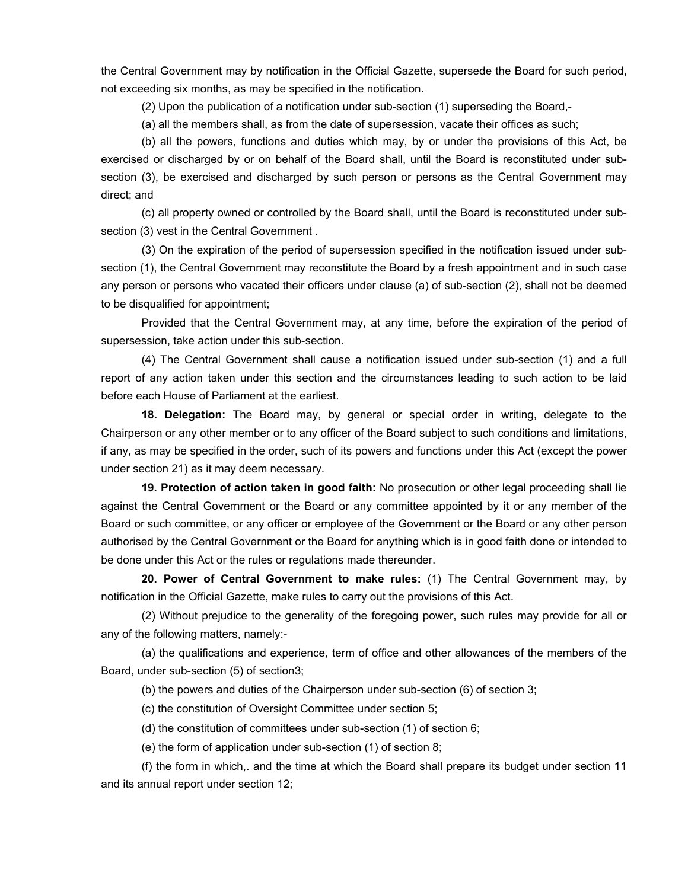the Central Government may by notification in the Official Gazette, supersede the Board for such period, not exceeding six months, as may be specified in the notification.

(2) Upon the publication of a notification under sub-section (1) superseding the Board,-

(a) all the members shall, as from the date of supersession, vacate their offices as such;

(b) all the powers, functions and duties which may, by or under the provisions of this Act, be exercised or discharged by or on behalf of the Board shall, until the Board is reconstituted under sub-section (3), be exercised and discharged by such person or persons as the Central Government may direct; and

(c) all property owned or controlled by the Board shall, until the Board is reconstituted under sub-section (3) vest in the Central Government .

(3) On the expiration of the period of supersession specified in the notification issued under sub-section (1), the Central Government may reconstitute the Board by a fresh appointment and in such case any person or persons who vacated their officers under clause (a) of sub-section (2), shall not be deemed to be disqualified for appointment;

Provided that the Central Government may, at any time, before the expiration of the period of supersession, take action under this sub-section.

(4) The Central Government shall cause a notification issued under sub-section (1) and a full report of any action taken under this section and the circumstances leading to such action to be laid before each House of Parliament at the earliest.

**18. Delegation:** The Board may, by general or special order in writing, delegate to the Chairperson or any other member or to any officer of the Board subject to such conditions and limitations, if any, as may be specified in the order, such of its powers and functions under this Act (except the power under section 21) as it may deem necessary.

**19. Protection of action taken in good faith:** No prosecution or other legal proceeding shall lie against the Central Government or the Board or any committee appointed by it or any member of the Board or such committee, or any officer or employee of the Government or the Board or any other person authorised by the Central Government or the Board for anything which is in good faith done or intended to be done under this Act or the rules or regulations made thereunder.

**20. Power of Central Government to make rules:** (1) The Central Government may, by notification in the Official Gazette, make rules to carry out the provisions of this Act.

(2) Without prejudice to the generality of the foregoing power, such rules may provide for all or any of the following matters, namely:-

(a) the qualifications and experience, term of office and other allowances of the members of the Board, under sub-section (5) of section3;

(b) the powers and duties of the Chairperson under sub-section (6) of section 3;

(c) the constitution of Oversight Committee under section 5;

(d) the constitution of committees under sub-section (1) of section 6;

(e) the form of application under sub-section (1) of section 8;

(f) the form in which,. and the time at which the Board shall prepare its budget under section 11 and its annual report under section 12;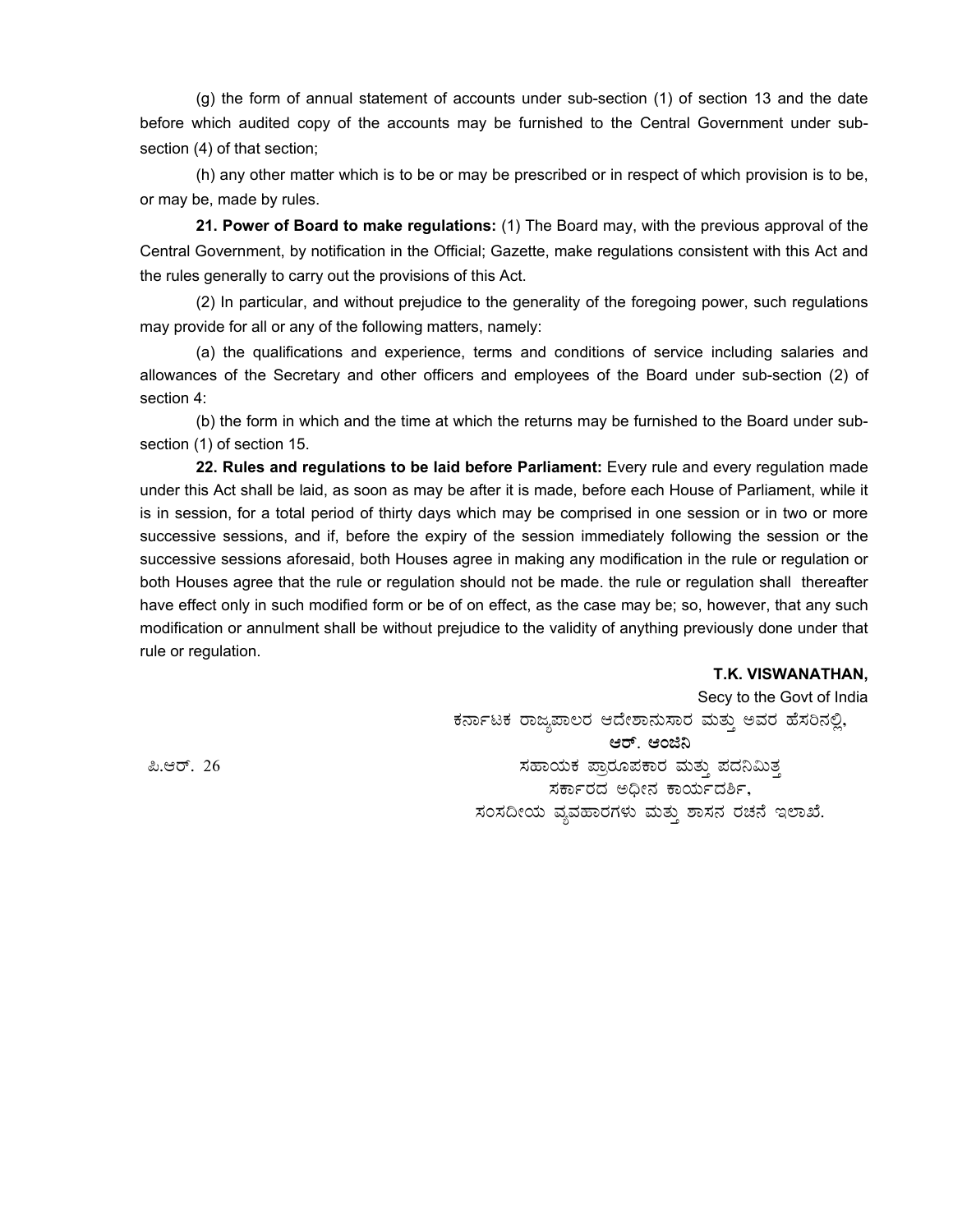(g) the form of annual statement of accounts under sub-section (1) of section 13 and the date before which audited copy of the accounts may be furnished to the Central Government under sub-section (4) of that section;

(h) any other matter which is to be or may be prescribed or in respect of which provision is to be, or may be, made by rules.

**21. Power of Board to make regulations:** (1) The Board may, with the previous approval of the Central Government, by notification in the Official; Gazette, make regulations consistent with this Act and the rules generally to carry out the provisions of this Act.

(2) In particular, and without prejudice to the generality of the foregoing power, such regulations may provide for all or any of the following matters, namely:

(a) the qualifications and experience, terms and conditions of service including salaries and allowances of the Secretary and other officers and employees of the Board under sub-section (2) of section 4:

(b) the form in which and the time at which the returns may be furnished to the Board under sub-section (1) of section 15.

**22. Rules and regulations to be laid before Parliament:** Every rule and every regulation made under this Act shall be laid, as soon as may be after it is made, before each House of Parliament, while it is in session, for a total period of thirty days which may be comprised in one session or in two or more successive sessions, and if, before the expiry of the session immediately following the session or the successive sessions aforesaid, both Houses agree in making any modification in the rule or regulation or both Houses agree that the rule or regulation should not be made. the rule or regulation shall thereafter have effect only in such modified form or be of on effect, as the case may be; so, however, that any such modification or annulment shall be without prejudice to the validity of anything previously done under that rule or regulation.

**T.K. VISWANATHAN,**
Secy to the Govt of India

ಕರ್ನಾಟಕ ರಾಜ್ಯಪಾಲರ ಆದೇಶಾನುಸಾರ ಮತ್ತು ಅವರ ಹೆಸರಿನಲ್ಲಿ,

**ಆರ್. ಆಂಜಿನಿ**

ಪಿ.ಆರ್. 26

ಸಹಾಯಕ ಪ್ರಾರೂಪಕಾರ ಮತ್ತು ಪದನಿಮಿತ್ತ
ಸರ್ಕಾರದ ಅಧೀನ ಕಾರ್ಯದರ್ಶಿ,
ಸಂಸದೀಯ ವ್ಯವಹಾರಗಳು ಮತ್ತು ಶಾಸನ ರಚನೆ ಇಲಾಖೆ.